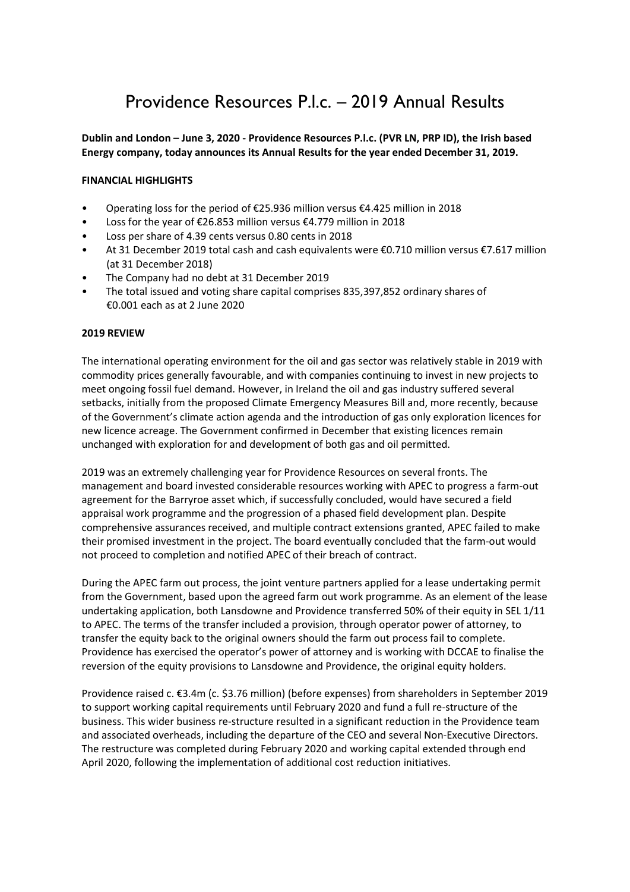# Providence Resources P.l.c. – 2019 Annual Results

**Dublin and London – June 3, 2020 - Providence Resources P.l.c. (PVR LN, PRP ID), the Irish based Energy company, today announces its Annual Results for the year ended December 31, 2019.**

## FINANCIAL HIGHLIGHTS

- Operating loss for the period of €25.936 million versus €4.425 million in 2018
- Loss for the year of €26.853 million versus €4.779 million in 2018
- Loss per share of 4.39 cents versus 0.80 cents in 2018
- At 31 December 2019 total cash and cash equivalents were €0.710 million versus €7.617 million (at 31 December 2018)
- The Company had no debt at 31 December 2019
- The total issued and voting share capital comprises 835,397,852 ordinary shares of €0.001 each as at 2 June 2020

## 2019 REVIEW

The international operating environment for the oil and gas sector was relatively stable in 2019 with commodity prices generally favourable, and with companies continuing to invest in new projects to meet ongoing fossil fuel demand. However, in Ireland the oil and gas industry suffered several setbacks, initially from the proposed Climate Emergency Measures Bill and, more recently, because of the Government's climate action agenda and the introduction of gas only exploration licences for new licence acreage. The Government confirmed in December that existing licences remain unchanged with exploration for and development of both gas and oil permitted.

2019 was an extremely challenging year for Providence Resources on several fronts. The management and board invested considerable resources working with APEC to progress a farm-out agreement for the Barryroe asset which, if successfully concluded, would have secured a field appraisal work programme and the progression of a phased field development plan. Despite comprehensive assurances received, and multiple contract extensions granted, APEC failed to make their promised investment in the project. The board eventually concluded that the farm-out would not proceed to completion and notified APEC of their breach of contract.

During the APEC farm out process, the joint venture partners applied for a lease undertaking permit from the Government, based upon the agreed farm out work programme. As an element of the lease undertaking application, both Lansdowne and Providence transferred 50% of their equity in SEL 1/11 to APEC. The terms of the transfer included a provision, through operator power of attorney, to transfer the equity back to the original owners should the farm out process fail to complete. Providence has exercised the operator's power of attorney and is working with DCCAE to finalise the reversion of the equity provisions to Lansdowne and Providence, the original equity holders.

Providence raised c. €3.4m (c. $3.76 million) (before expenses) from shareholders in September 2019 to support working capital requirements until February 2020 and fund a full re-structure of the business. This wider business re-structure resulted in a significant reduction in the Providence team and associated overheads, including the departure of the CEO and several Non-Executive Directors. The restructure was completed during February 2020 and working capital extended through end April 2020, following the implementation of additional cost reduction initiatives.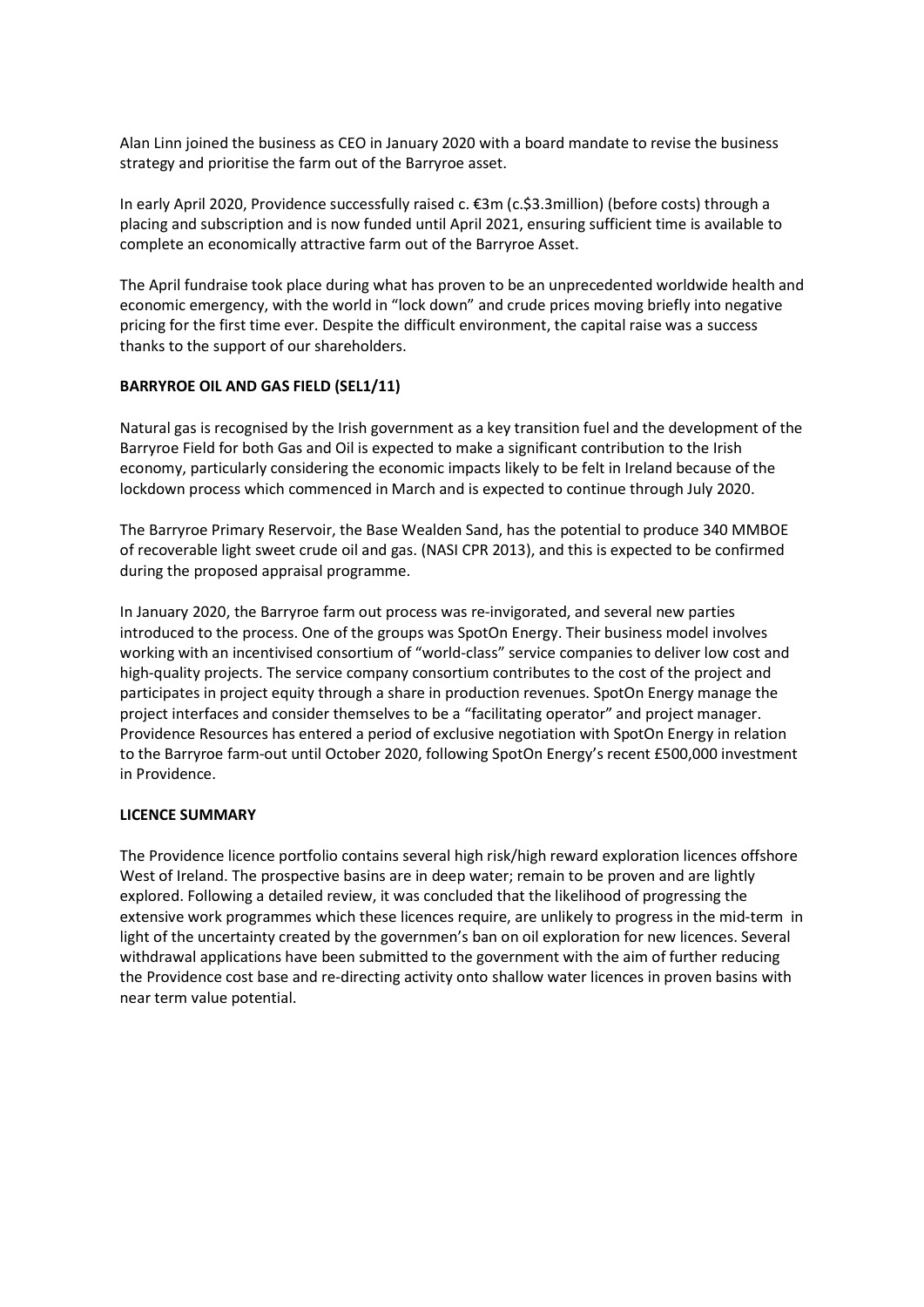Alan Linn joined the business as CEO in January 2020 with a board mandate to revise the business strategy and prioritise the farm out of the Barryroe asset.

In early April 2020, Providence successfully raised c. €3m (c.$3.3million) (before costs) through a placing and subscription and is now funded until April 2021, ensuring sufficient time is available to complete an economically attractive farm out of the Barryroe Asset.

The April fundraise took place during what has proven to be an unprecedented worldwide health and economic emergency, with the world in "lock down" and crude prices moving briefly into negative pricing for the first time ever. Despite the difficult environment, the capital raise was a success thanks to the support of our shareholders.

**BARRYROE OIL AND GAS FIELD (SEL1/11)**

Natural gas is recognised by the Irish government as a key transition fuel and the development of the Barryroe Field for both Gas and Oil is expected to make a significant contribution to the Irish economy, particularly considering the economic impacts likely to be felt in Ireland because of the lockdown process which commenced in March and is expected to continue through July 2020.

The Barryroe Primary Reservoir, the Base Wealden Sand, has the potential to produce 340 MMBOE of recoverable light sweet crude oil and gas. (NASI CPR 2013), and this is expected to be confirmed during the proposed appraisal programme.

In January 2020, the Barryroe farm out process was re-invigorated, and several new parties introduced to the process. One of the groups was SpotOn Energy. Their business model involves working with an incentivised consortium of "world-class" service companies to deliver low cost and high-quality projects. The service company consortium contributes to the cost of the project and participates in project equity through a share in production revenues. SpotOn Energy manage the project interfaces and consider themselves to be a "facilitating operator" and project manager. Providence Resources has entered a period of exclusive negotiation with SpotOn Energy in relation to the Barryroe farm-out until October 2020, following SpotOn Energy's recent £500,000 investment in Providence.

**LICENCE SUMMARY**

The Providence licence portfolio contains several high risk/high reward exploration licences offshore West of Ireland. The prospective basins are in deep water; remain to be proven and are lightly explored. Following a detailed review, it was concluded that the likelihood of progressing the extensive work programmes which these licences require, are unlikely to progress in the mid-term in light of the uncertainty created by the governmen's ban on oil exploration for new licences. Several withdrawal applications have been submitted to the government with the aim of further reducing the Providence cost base and re-directing activity onto shallow water licences in proven basins with near term value potential.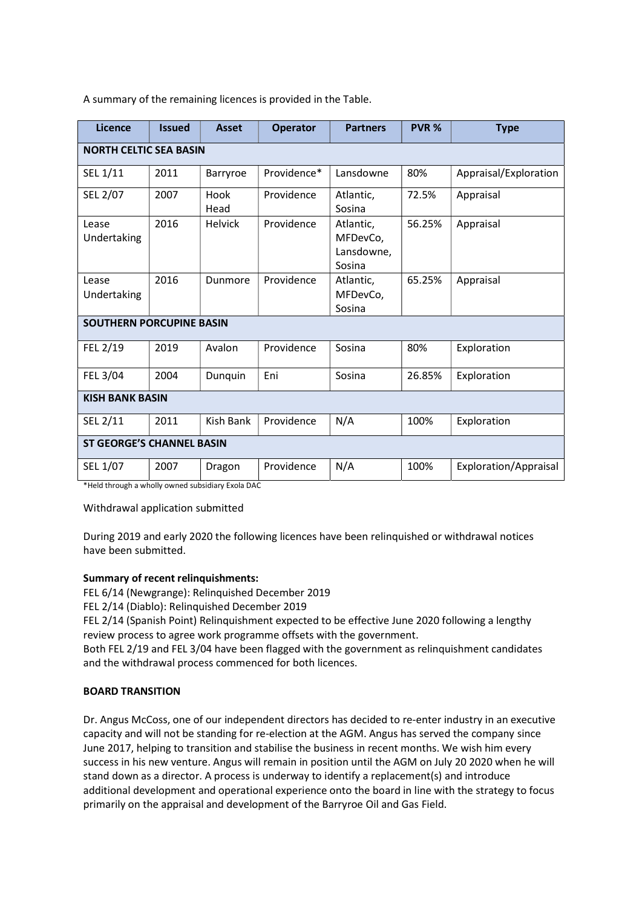A summary of the remaining licences is provided in the Table.

| Licence | Issued | Asset | Operator | Partners | PVR % | Type |
|---|---|---|---|---|---|---|
| **NORTH CELTIC SEA BASIN** | | | | | | |
| SEL 1/11 | 2011 | Barryroe | Providence* | Lansdowne | 80% | Appraisal/Exploration |
| SEL 2/07 | 2007 | Hook Head | Providence | Atlantic, Sosina | 72.5% | Appraisal |
| Lease Undertaking | 2016 | Helvick | Providence | Atlantic, MFDevCo, Lansdowne, Sosina | 56.25% | Appraisal |
| Lease Undertaking | 2016 | Dunmore | Providence | Atlantic, MFDevCo, Sosina | 65.25% | Appraisal |
| **SOUTHERN PORCUPINE BASIN** | | | | | | |
| FEL 2/19 | 2019 | Avalon | Providence | Sosina | 80% | Exploration |
| FEL 3/04 | 2004 | Dunquin | Eni | Sosina | 26.85% | Exploration |
| **KISH BANK BASIN** | | | | | | |
| SEL 2/11 | 2011 | Kish Bank | Providence | N/A | 100% | Exploration |
| **ST GEORGE'S CHANNEL BASIN** | | | | | | |
| SEL 1/07 | 2007 | Dragon | Providence | N/A | 100% | Exploration/Appraisal |

*Held through a wholly owned subsidiary Exola DAC

Withdrawal application submitted

During 2019 and early 2020 the following licences have been relinquished or withdrawal notices have been submitted.

**Summary of recent relinquishments:**

FEL 6/14 (Newgrange): Relinquished December 2019
FEL 2/14 (Diablo): Relinquished December 2019
FEL 2/14 (Spanish Point) Relinquishment expected to be effective June 2020 following a lengthy review process to agree work programme offsets with the government.
Both FEL 2/19 and FEL 3/04 have been flagged with the government as relinquishment candidates and the withdrawal process commenced for both licences.

**BOARD TRANSITION**

Dr. Angus McCoss, one of our independent directors has decided to re-enter industry in an executive capacity and will not be standing for re-election at the AGM. Angus has served the company since June 2017, helping to transition and stabilise the business in recent months. We wish him every success in his new venture. Angus will remain in position until the AGM on July 20 2020 when he will stand down as a director. A process is underway to identify a replacement(s) and introduce additional development and operational experience onto the board in line with the strategy to focus primarily on the appraisal and development of the Barryroe Oil and Gas Field.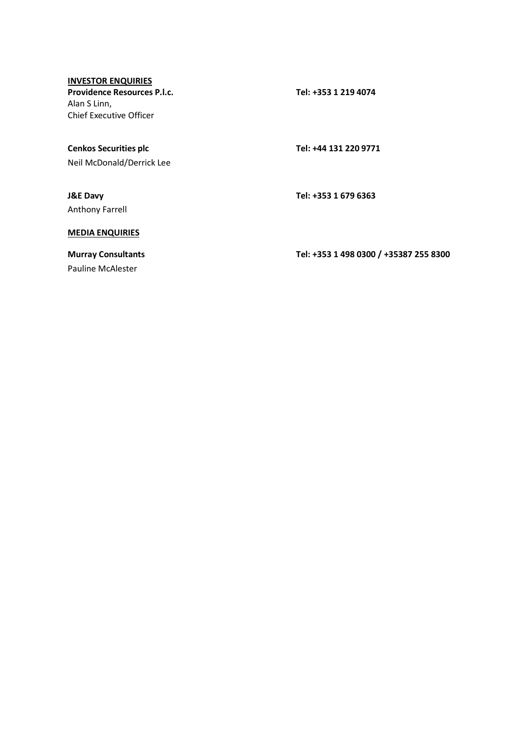**<u>INVESTOR ENQUIRIES</u>**

**Providence Resources P.l.c.** — **Tel: +353 1 219 4074**
Alan S Linn,
Chief Executive Officer

**Cenkos Securities plc** — **Tel: +44 131 220 9771**
Neil McDonald/Derrick Lee

**J&E Davy** — **Tel: +353 1 679 6363**
Anthony Farrell

**<u>MEDIA ENQUIRIES</u>**

**Murray Consultants** — **Tel: +353 1 498 0300 / +35387 255 8300**
Pauline McAlester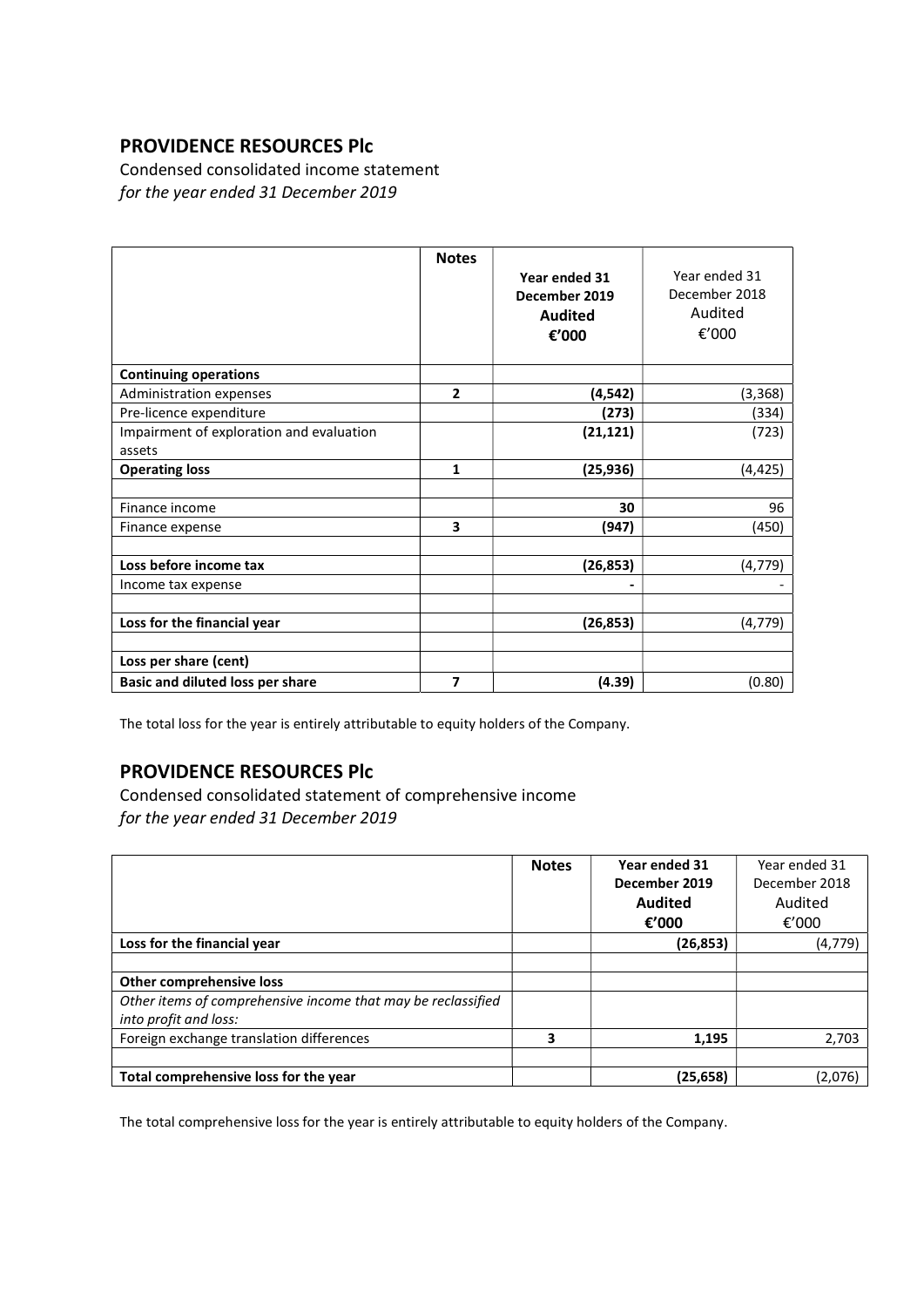## PROVIDENCE RESOURCES Plc

Condensed consolidated income statement
*for the year ended 31 December 2019*

| | Notes | Year ended 31 December 2019 Audited €'000 | Year ended 31 December 2018 Audited €'000 |
|---|---|---|---|
| **Continuing operations** | | | |
| Administration expenses | **2** | **(4,542)** | (3,368) |
| Pre-licence expenditure | | **(273)** | (334) |
| Impairment of exploration and evaluation assets | | **(21,121)** | (723) |
| **Operating loss** | **1** | **(25,936)** | (4,425) |
| | | | |
| Finance income | | **30** | 96 |
| Finance expense | **3** | **(947)** | (450) |
| | | | |
| **Loss before income tax** | | **(26,853)** | (4,779) |
| Income tax expense | | **-** | - |
| | | | |
| **Loss for the financial year** | | **(26,853)** | (4,779) |
| | | | |
| **Loss per share (cent)** | | | |
| **Basic and diluted loss per share** | **7** | **(4.39)** | (0.80) |

The total loss for the year is entirely attributable to equity holders of the Company.

## PROVIDENCE RESOURCES Plc

Condensed consolidated statement of comprehensive income
*for the year ended 31 December 2019*

| | Notes | Year ended 31 December 2019 Audited €'000 | Year ended 31 December 2018 Audited €'000 |
|---|---|---|---|
| **Loss for the financial year** | | **(26,853)** | (4,779) |
| | | | |
| **Other comprehensive loss** | | | |
| *Other items of comprehensive income that may be reclassified into profit and loss:* | | | |
| Foreign exchange translation differences | 3 | **1,195** | 2,703 |
| | | | |
| **Total comprehensive loss for the year** | | **(25,658)** | (2,076) |

The total comprehensive loss for the year is entirely attributable to equity holders of the Company.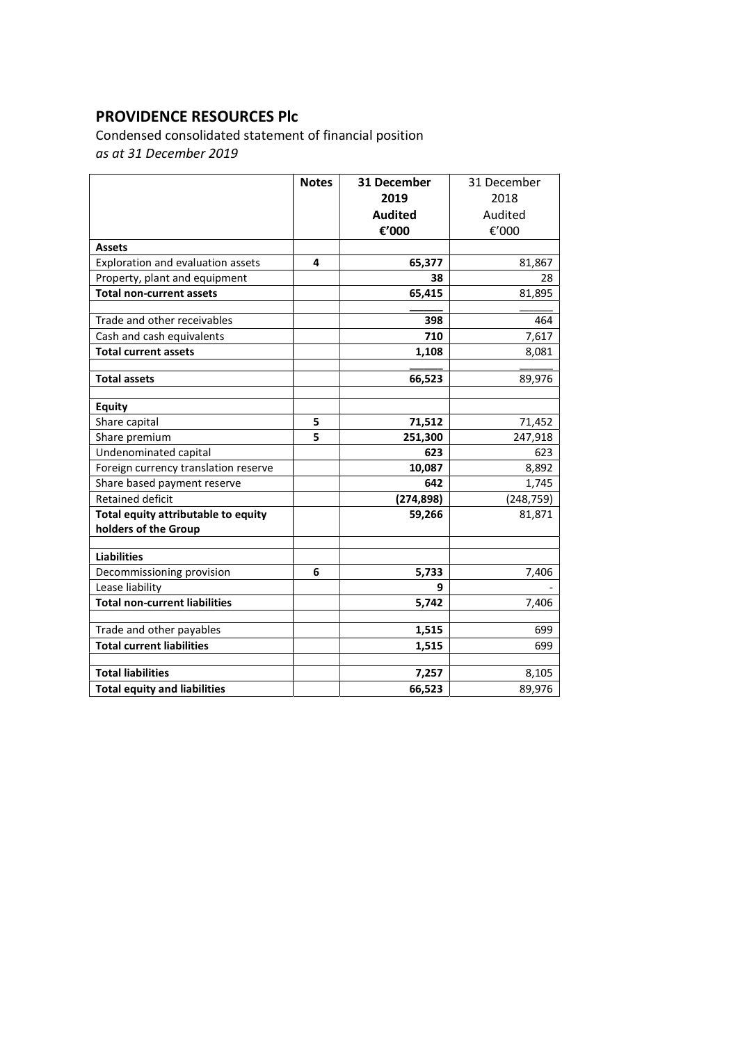# PROVIDENCE RESOURCES Plc

Condensed consolidated statement of financial position

*as at 31 December 2019*

| | Notes | **31 December 2019 Audited €'000** | 31 December 2018 Audited €'000 |
|---|---|---|---|
| **Assets** | | | |
| Exploration and evaluation assets | 4 | **65,377** | 81,867 |
| Property, plant and equipment | | **38** | 28 |
| **Total non-current assets** | | **65,415** | 81,895 |
| | | | |
| Trade and other receivables | | **398** | 464 |
| Cash and cash equivalents | | **710** | 7,617 |
| **Total current assets** | | **1,108** | 8,081 |
| | | | |
| **Total assets** | | **66,523** | 89,976 |
| | | | |
| **Equity** | | | |
| Share capital | 5 | **71,512** | 71,452 |
| Share premium | 5 | **251,300** | 247,918 |
| Undenominated capital | | **623** | 623 |
| Foreign currency translation reserve | | **10,087** | 8,892 |
| Share based payment reserve | | **642** | 1,745 |
| Retained deficit | | **(274,898)** | (248,759) |
| **Total equity attributable to equity holders of the Group** | | **59,266** | 81,871 |
| | | | |
| **Liabilities** | | | |
| Decommissioning provision | 6 | **5,733** | 7,406 |
| Lease liability | | **9** | - |
| **Total non-current liabilities** | | **5,742** | 7,406 |
| | | | |
| Trade and other payables | | **1,515** | 699 |
| **Total current liabilities** | | **1,515** | 699 |
| | | | |
| **Total liabilities** | | **7,257** | 8,105 |
| **Total equity and liabilities** | | **66,523** | 89,976 |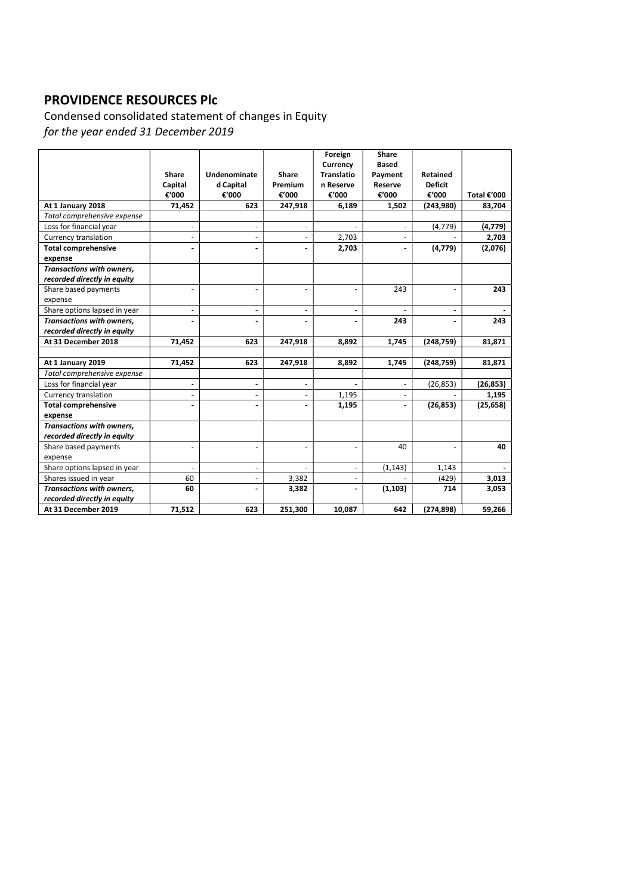# PROVIDENCE RESOURCES Plc

Condensed consolidated statement of changes in Equity
*for the year ended 31 December 2019*

| | Share Capital €'000 | Undenominated Capital €'000 | Share Premium €'000 | Foreign Currency Translation Reserve €'000 | Share Based Payment Reserve €'000 | Retained Deficit €'000 | Total €'000 |
|---|---|---|---|---|---|---|---|
| **At 1 January 2018** | **71,452** | **623** | **247,918** | **6,189** | **1,502** | **(243,980)** | **83,704** |
| *Total comprehensive expense* | | | | | | | |
| Loss for financial year | - | - | - | - | - | (4,779) | **(4,779)** |
| Currency translation | - | - | - | 2,703 | - | - | **2,703** |
| **Total comprehensive expense** | **-** | **-** | **-** | **2,703** | **-** | **(4,779)** | **(2,076)** |
| ***Transactions with owners, recorded directly in equity*** | | | | | | | |
| Share based payments expense | - | - | - | - | 243 | - | **243** |
| Share options lapsed in year | - | - | - | - | - | - | **-** |
| ***Transactions with owners, recorded directly in equity*** | **-** | **-** | **-** | **-** | **243** | **-** | **243** |
| **At 31 December 2018** | **71,452** | **623** | **247,918** | **8,892** | **1,745** | **(248,759)** | **81,871** |
| | | | | | | | |
| **At 1 January 2019** | **71,452** | **623** | **247,918** | **8,892** | **1,745** | **(248,759)** | **81,871** |
| *Total comprehensive expense* | | | | | | | |
| Loss for financial year | - | - | - | - | - | (26,853) | **(26,853)** |
| Currency translation | - | - | - | 1,195 | - | - | **1,195** |
| **Total comprehensive expense** | **-** | **-** | **-** | **1,195** | **-** | **(26,853)** | **(25,658)** |
| ***Transactions with owners, recorded directly in equity*** | | | | | | | |
| Share based payments expense | - | - | - | - | 40 | - | **40** |
| Share options lapsed in year | - | - | - | - | (1,143) | 1,143 | **-** |
| Shares issued in year | 60 | - | 3,382 | - | - | (429) | **3,013** |
| ***Transactions with owners, recorded directly in equity*** | **60** | **-** | **3,382** | **-** | **(1,103)** | **714** | **3,053** |
| **At 31 December 2019** | **71,512** | **623** | **251,300** | **10,087** | **642** | **(274,898)** | **59,266** |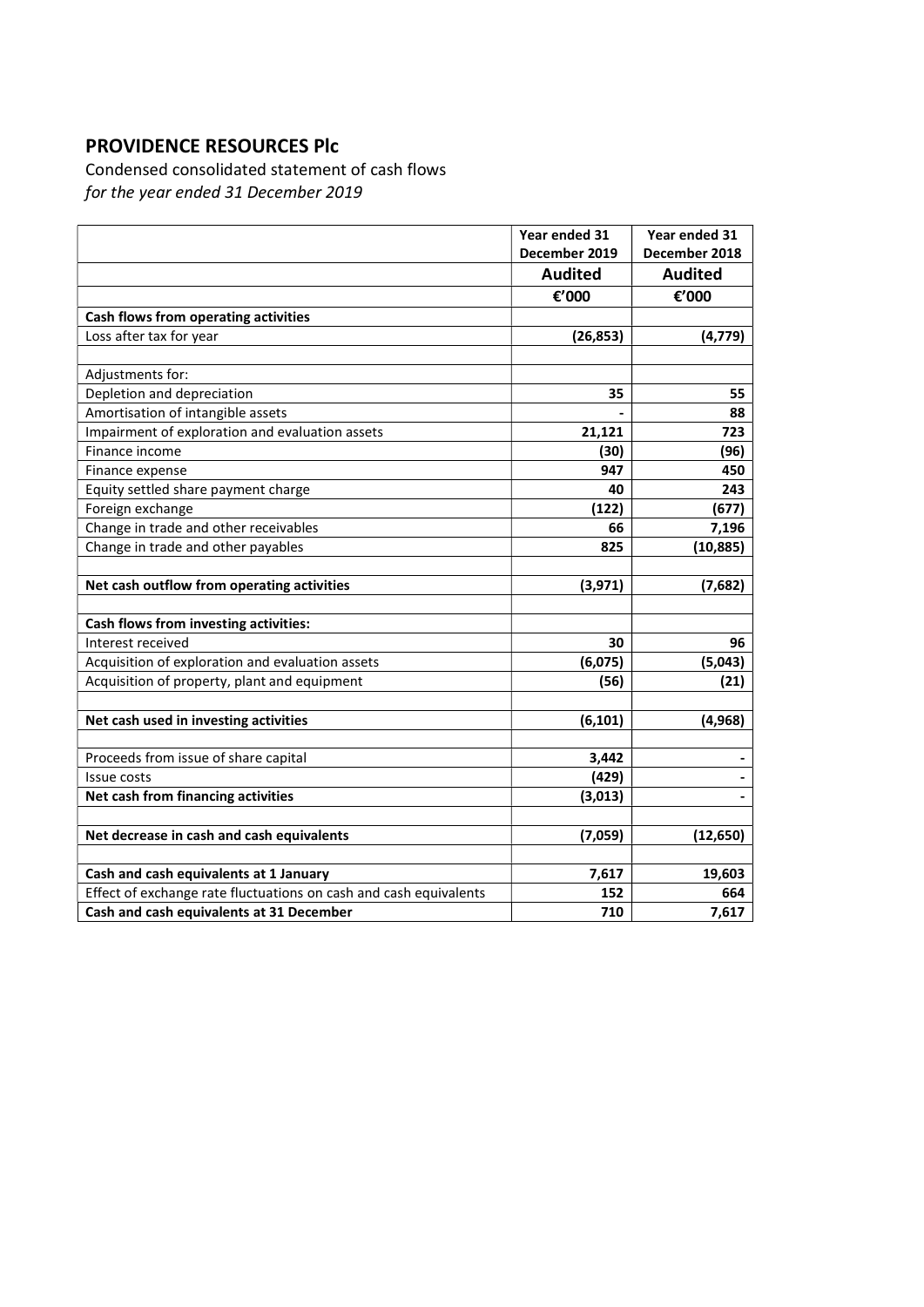# PROVIDENCE RESOURCES Plc

Condensed consolidated statement of cash flows
*for the year ended 31 December 2019*

| | Year ended 31 December 2019 | Year ended 31 December 2018 |
|---|---|---|
| | **Audited** | **Audited** |
| | **€'000** | **€'000** |
| **Cash flows from operating activities** | | |
| Loss after tax for year | **(26,853)** | **(4,779)** |
| | | |
| Adjustments for: | | |
| Depletion and depreciation | **35** | **55** |
| Amortisation of intangible assets | **-** | **88** |
| Impairment of exploration and evaluation assets | **21,121** | **723** |
| Finance income | **(30)** | **(96)** |
| Finance expense | **947** | **450** |
| Equity settled share payment charge | **40** | **243** |
| Foreign exchange | **(122)** | **(677)** |
| Change in trade and other receivables | **66** | **7,196** |
| Change in trade and other payables | **825** | **(10,885)** |
| | | |
| **Net cash outflow from operating activities** | **(3,971)** | **(7,682)** |
| | | |
| **Cash flows from investing activities:** | | |
| Interest received | **30** | **96** |
| Acquisition of exploration and evaluation assets | **(6,075)** | **(5,043)** |
| Acquisition of property, plant and equipment | **(56)** | **(21)** |
| | | |
| **Net cash used in investing activities** | **(6,101)** | **(4,968)** |
| | | |
| Proceeds from issue of share capital | **3,442** | **-** |
| Issue costs | **(429)** | **-** |
| **Net cash from financing activities** | **(3,013)** | **-** |
| | | |
| **Net decrease in cash and cash equivalents** | **(7,059)** | **(12,650)** |
| | | |
| **Cash and cash equivalents at 1 January** | **7,617** | **19,603** |
| Effect of exchange rate fluctuations on cash and cash equivalents | **152** | **664** |
| **Cash and cash equivalents at 31 December** | **710** | **7,617** |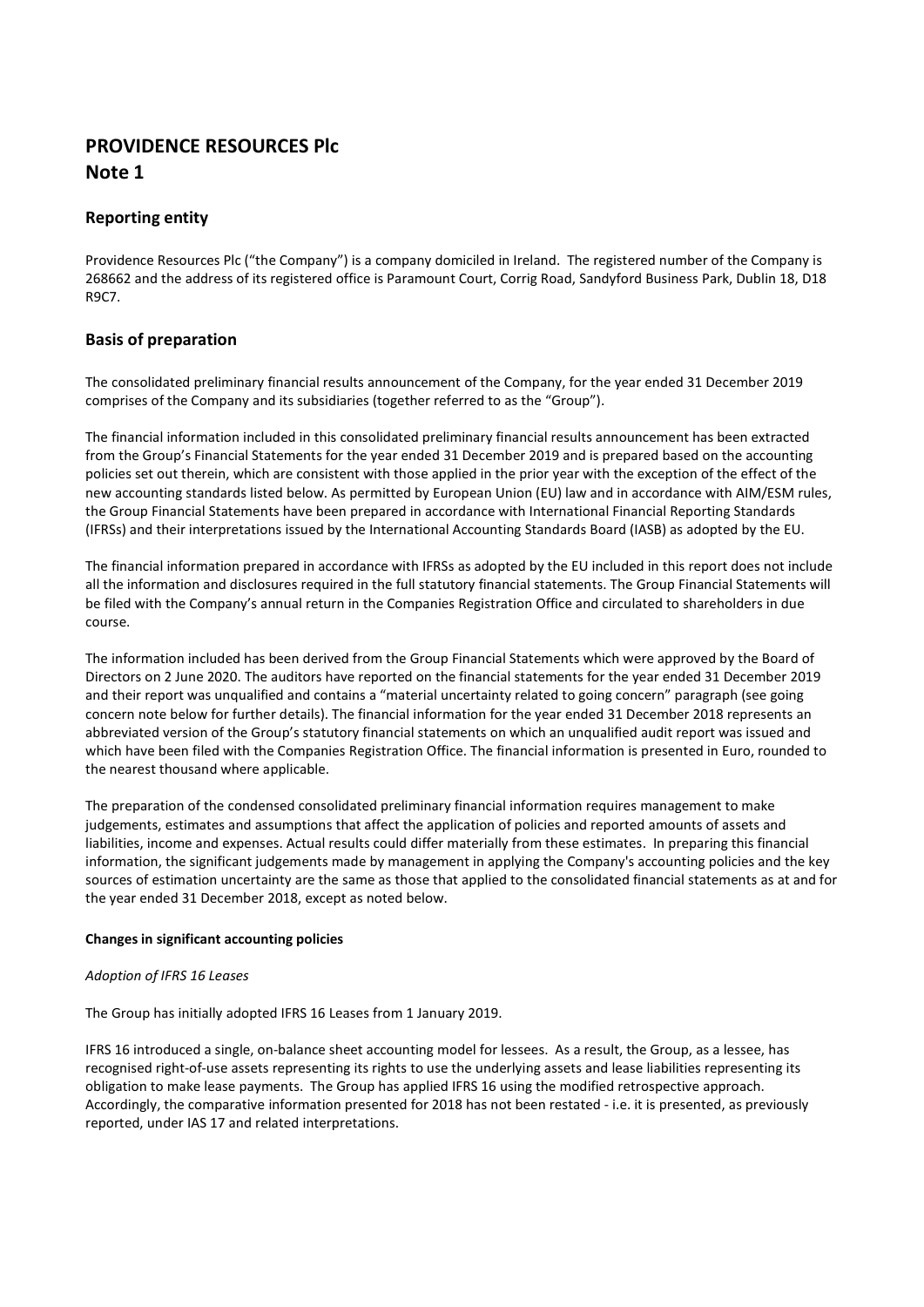# PROVIDENCE RESOURCES Plc
# Note 1

## Reporting entity

Providence Resources Plc ("the Company") is a company domiciled in Ireland. The registered number of the Company is 268662 and the address of its registered office is Paramount Court, Corrig Road, Sandyford Business Park, Dublin 18, D18 R9C7.

## Basis of preparation

The consolidated preliminary financial results announcement of the Company, for the year ended 31 December 2019 comprises of the Company and its subsidiaries (together referred to as the "Group").

The financial information included in this consolidated preliminary financial results announcement has been extracted from the Group's Financial Statements for the year ended 31 December 2019 and is prepared based on the accounting policies set out therein, which are consistent with those applied in the prior year with the exception of the effect of the new accounting standards listed below. As permitted by European Union (EU) law and in accordance with AIM/ESM rules, the Group Financial Statements have been prepared in accordance with International Financial Reporting Standards (IFRSs) and their interpretations issued by the International Accounting Standards Board (IASB) as adopted by the EU.

The financial information prepared in accordance with IFRSs as adopted by the EU included in this report does not include all the information and disclosures required in the full statutory financial statements. The Group Financial Statements will be filed with the Company's annual return in the Companies Registration Office and circulated to shareholders in due course.

The information included has been derived from the Group Financial Statements which were approved by the Board of Directors on 2 June 2020. The auditors have reported on the financial statements for the year ended 31 December 2019 and their report was unqualified and contains a "material uncertainty related to going concern" paragraph (see going concern note below for further details). The financial information for the year ended 31 December 2018 represents an abbreviated version of the Group's statutory financial statements on which an unqualified audit report was issued and which have been filed with the Companies Registration Office. The financial information is presented in Euro, rounded to the nearest thousand where applicable.

The preparation of the condensed consolidated preliminary financial information requires management to make judgements, estimates and assumptions that affect the application of policies and reported amounts of assets and liabilities, income and expenses. Actual results could differ materially from these estimates. In preparing this financial information, the significant judgements made by management in applying the Company's accounting policies and the key sources of estimation uncertainty are the same as those that applied to the consolidated financial statements as at and for the year ended 31 December 2018, except as noted below.

**Changes in significant accounting policies**

*Adoption of IFRS 16 Leases*

The Group has initially adopted IFRS 16 Leases from 1 January 2019.

IFRS 16 introduced a single, on-balance sheet accounting model for lessees. As a result, the Group, as a lessee, has recognised right-of-use assets representing its rights to use the underlying assets and lease liabilities representing its obligation to make lease payments. The Group has applied IFRS 16 using the modified retrospective approach. Accordingly, the comparative information presented for 2018 has not been restated - i.e. it is presented, as previously reported, under IAS 17 and related interpretations.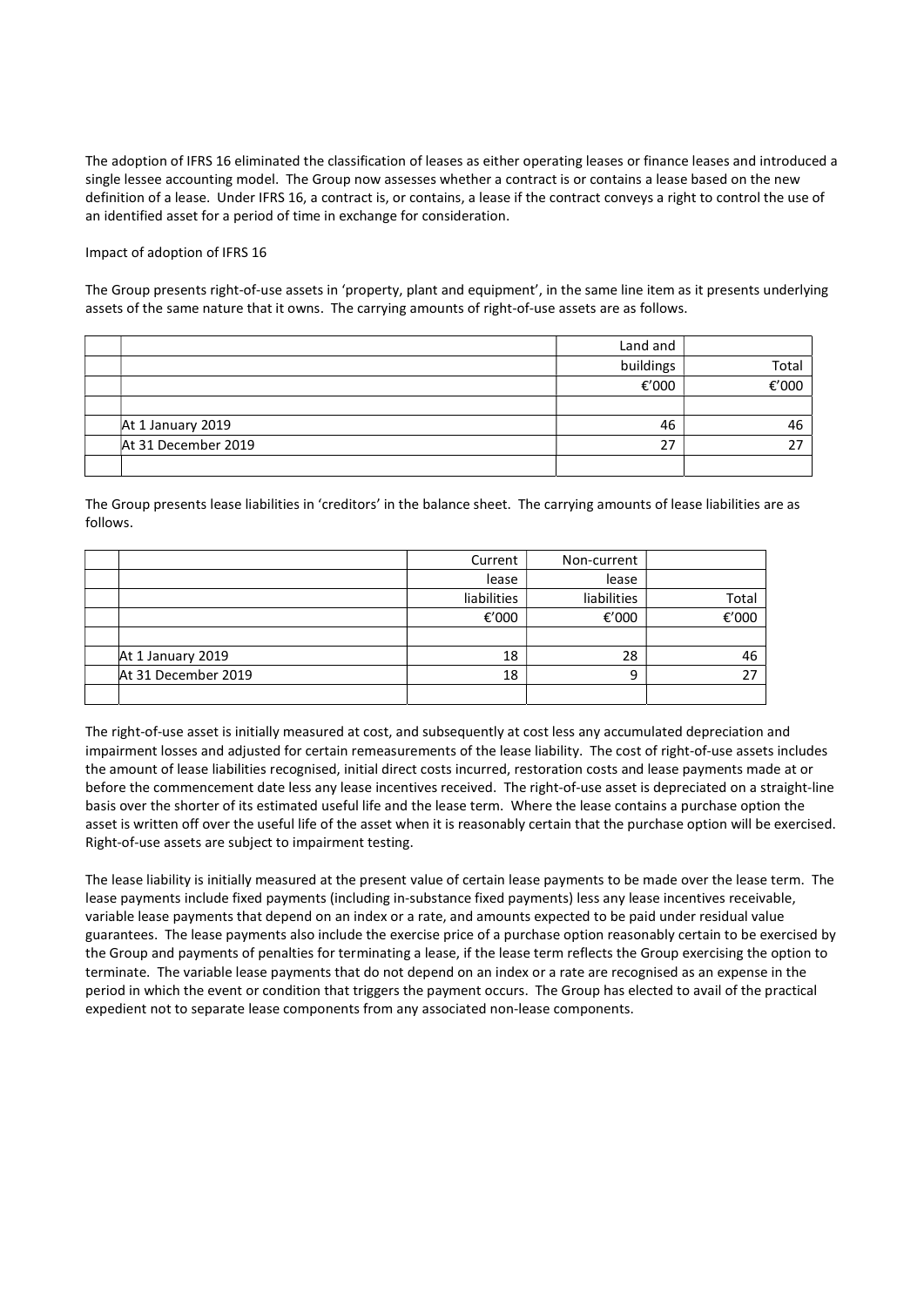The adoption of IFRS 16 eliminated the classification of leases as either operating leases or finance leases and introduced a single lessee accounting model. The Group now assesses whether a contract is or contains a lease based on the new definition of a lease. Under IFRS 16, a contract is, or contains, a lease if the contract conveys a right to control the use of an identified asset for a period of time in exchange for consideration.

Impact of adoption of IFRS 16

The Group presents right-of-use assets in 'property, plant and equipment', in the same line item as it presents underlying assets of the same nature that it owns. The carrying amounts of right-of-use assets are as follows.

| | Land and buildings | Total |
|---|---|---|
| | €'000 | €'000 |
| At 1 January 2019 | 46 | 46 |
| At 31 December 2019 | 27 | 27 |

The Group presents lease liabilities in 'creditors' in the balance sheet. The carrying amounts of lease liabilities are as follows.

| | Current lease liabilities | Non-current lease liabilities | Total |
|---|---|---|---|
| | €'000 | €'000 | €'000 |
| At 1 January 2019 | 18 | 28 | 46 |
| At 31 December 2019 | 18 | 9 | 27 |

The right-of-use asset is initially measured at cost, and subsequently at cost less any accumulated depreciation and impairment losses and adjusted for certain remeasurements of the lease liability. The cost of right-of-use assets includes the amount of lease liabilities recognised, initial direct costs incurred, restoration costs and lease payments made at or before the commencement date less any lease incentives received. The right-of-use asset is depreciated on a straight-line basis over the shorter of its estimated useful life and the lease term. Where the lease contains a purchase option the asset is written off over the useful life of the asset when it is reasonably certain that the purchase option will be exercised. Right-of-use assets are subject to impairment testing.

The lease liability is initially measured at the present value of certain lease payments to be made over the lease term. The lease payments include fixed payments (including in-substance fixed payments) less any lease incentives receivable, variable lease payments that depend on an index or a rate, and amounts expected to be paid under residual value guarantees. The lease payments also include the exercise price of a purchase option reasonably certain to be exercised by the Group and payments of penalties for terminating a lease, if the lease term reflects the Group exercising the option to terminate. The variable lease payments that do not depend on an index or a rate are recognised as an expense in the period in which the event or condition that triggers the payment occurs. The Group has elected to avail of the practical expedient not to separate lease components from any associated non-lease components.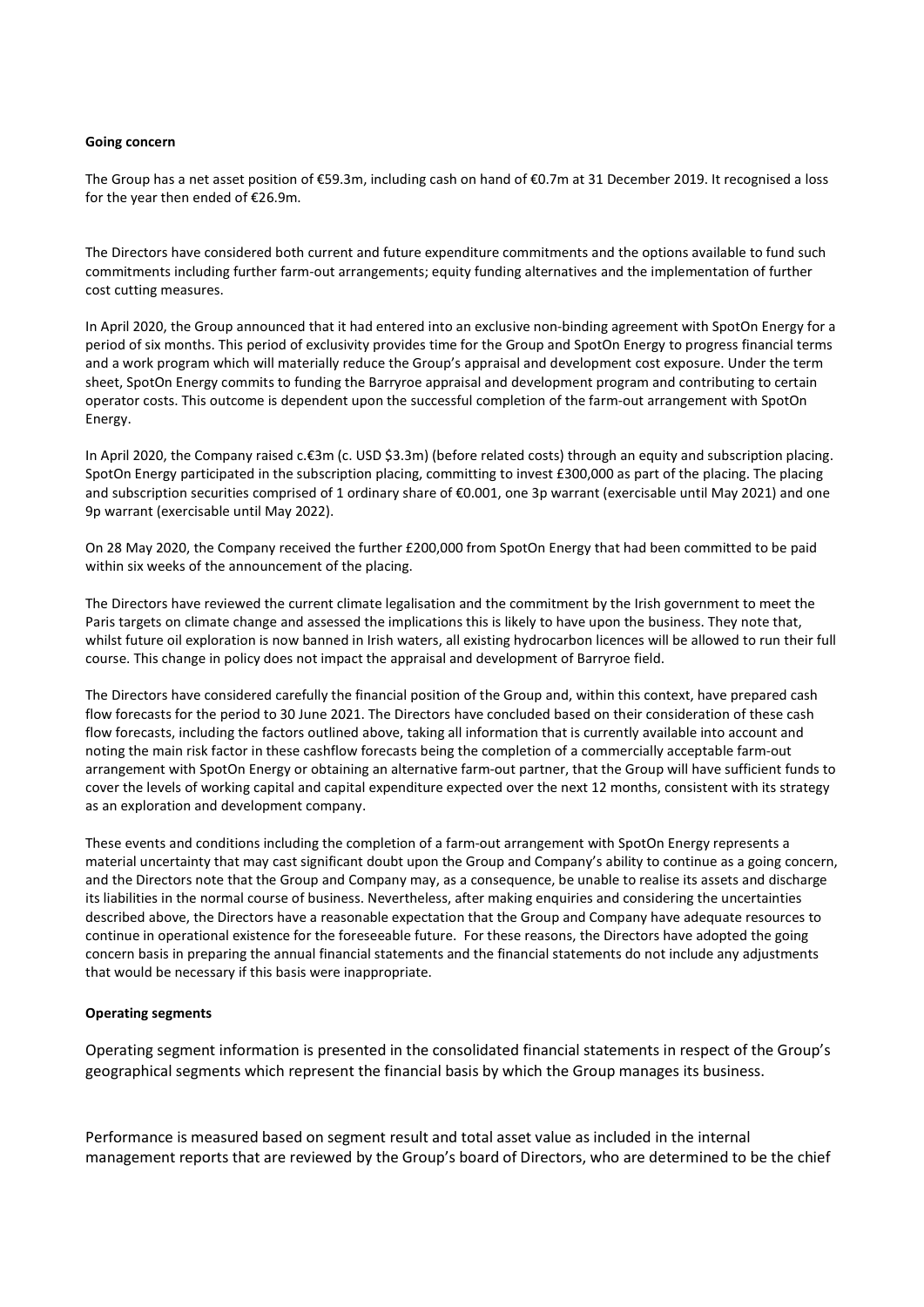**Going concern**

The Group has a net asset position of €59.3m, including cash on hand of €0.7m at 31 December 2019. It recognised a loss for the year then ended of €26.9m.

The Directors have considered both current and future expenditure commitments and the options available to fund such commitments including further farm-out arrangements; equity funding alternatives and the implementation of further cost cutting measures.

In April 2020, the Group announced that it had entered into an exclusive non-binding agreement with SpotOn Energy for a period of six months. This period of exclusivity provides time for the Group and SpotOn Energy to progress financial terms and a work program which will materially reduce the Group's appraisal and development cost exposure. Under the term sheet, SpotOn Energy commits to funding the Barryroe appraisal and development program and contributing to certain operator costs. This outcome is dependent upon the successful completion of the farm-out arrangement with SpotOn Energy.

In April 2020, the Company raised c.€3m (c. USD $3.3m) (before related costs) through an equity and subscription placing. SpotOn Energy participated in the subscription placing, committing to invest £300,000 as part of the placing. The placing and subscription securities comprised of 1 ordinary share of €0.001, one 3p warrant (exercisable until May 2021) and one 9p warrant (exercisable until May 2022).

On 28 May 2020, the Company received the further £200,000 from SpotOn Energy that had been committed to be paid within six weeks of the announcement of the placing.

The Directors have reviewed the current climate legalisation and the commitment by the Irish government to meet the Paris targets on climate change and assessed the implications this is likely to have upon the business. They note that, whilst future oil exploration is now banned in Irish waters, all existing hydrocarbon licences will be allowed to run their full course. This change in policy does not impact the appraisal and development of Barryroe field.

The Directors have considered carefully the financial position of the Group and, within this context, have prepared cash flow forecasts for the period to 30 June 2021. The Directors have concluded based on their consideration of these cash flow forecasts, including the factors outlined above, taking all information that is currently available into account and noting the main risk factor in these cashflow forecasts being the completion of a commercially acceptable farm-out arrangement with SpotOn Energy or obtaining an alternative farm-out partner, that the Group will have sufficient funds to cover the levels of working capital and capital expenditure expected over the next 12 months, consistent with its strategy as an exploration and development company.

These events and conditions including the completion of a farm-out arrangement with SpotOn Energy represents a material uncertainty that may cast significant doubt upon the Group and Company's ability to continue as a going concern, and the Directors note that the Group and Company may, as a consequence, be unable to realise its assets and discharge its liabilities in the normal course of business. Nevertheless, after making enquiries and considering the uncertainties described above, the Directors have a reasonable expectation that the Group and Company have adequate resources to continue in operational existence for the foreseeable future. For these reasons, the Directors have adopted the going concern basis in preparing the annual financial statements and the financial statements do not include any adjustments that would be necessary if this basis were inappropriate.

**Operating segments**

Operating segment information is presented in the consolidated financial statements in respect of the Group's geographical segments which represent the financial basis by which the Group manages its business.

Performance is measured based on segment result and total asset value as included in the internal management reports that are reviewed by the Group's board of Directors, who are determined to be the chief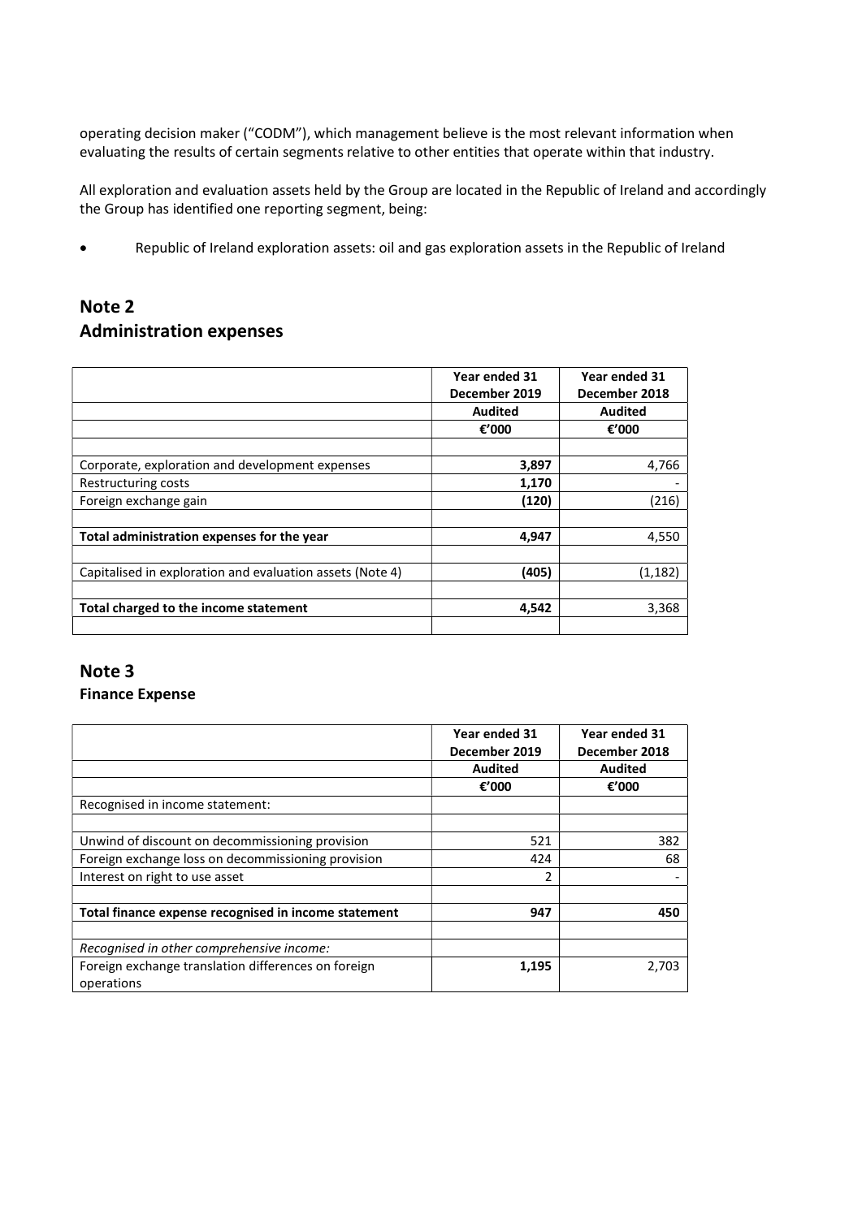operating decision maker ("CODM"), which management believe is the most relevant information when evaluating the results of certain segments relative to other entities that operate within that industry.

All exploration and evaluation assets held by the Group are located in the Republic of Ireland and accordingly the Group has identified one reporting segment, being:

- Republic of Ireland exploration assets: oil and gas exploration assets in the Republic of Ireland

## Note 2
## Administration expenses

| | Year ended 31 December 2019 | Year ended 31 December 2018 |
|---|---|---|
| | Audited | Audited |
| | €'000 | €'000 |
| | | |
| Corporate, exploration and development expenses | **3,897** | 4,766 |
| Restructuring costs | **1,170** | - |
| Foreign exchange gain | **(120)** | (216) |
| | | |
| **Total administration expenses for the year** | **4,947** | 4,550 |
| | | |
| Capitalised in exploration and evaluation assets (Note 4) | **(405)** | (1,182) |
| | | |
| **Total charged to the income statement** | **4,542** | 3,368 |
| | | |

## Note 3
### Finance Expense

| | Year ended 31 December 2019 | Year ended 31 December 2018 |
|---|---|---|
| | Audited | Audited |
| | €'000 | €'000 |
| Recognised in income statement: | | |
| | | |
| Unwind of discount on decommissioning provision | 521 | 382 |
| Foreign exchange loss on decommissioning provision | 424 | 68 |
| Interest on right to use asset | 2 | - |
| | | |
| **Total finance expense recognised in income statement** | **947** | **450** |
| | | |
| *Recognised in other comprehensive income:* | | |
| Foreign exchange translation differences on foreign operations | **1,195** | 2,703 |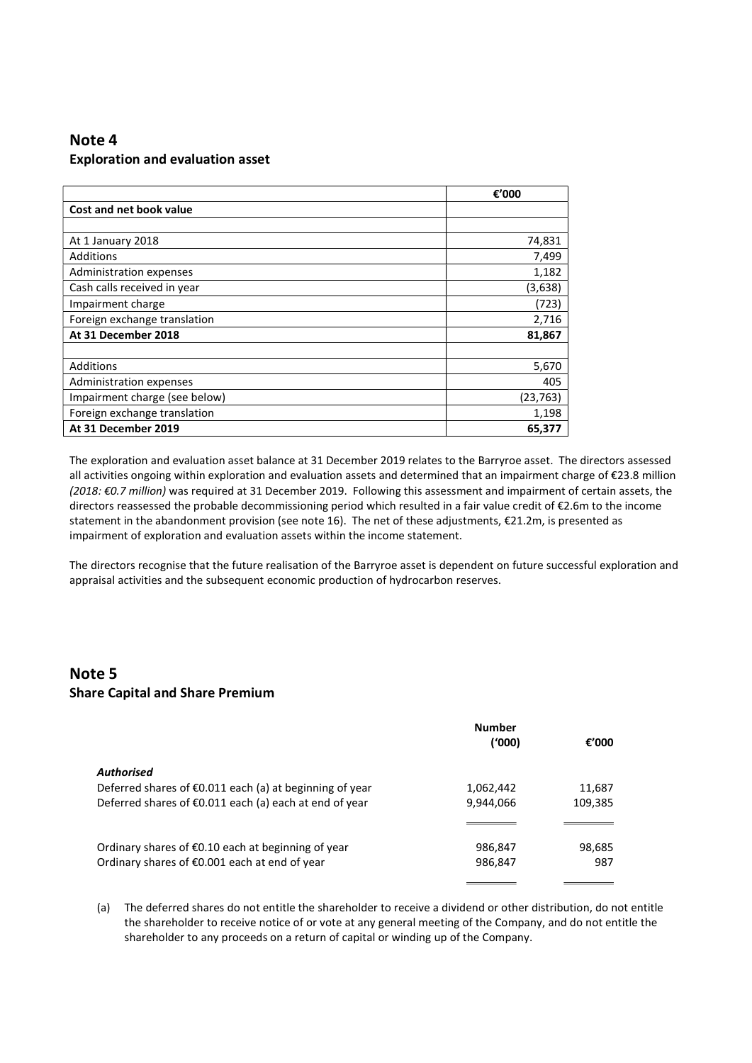## Note 4
### Exploration and evaluation asset

| | €'000 |
|---|---|
| **Cost and net book value** | |
| | |
| At 1 January 2018 | 74,831 |
| Additions | 7,499 |
| Administration expenses | 1,182 |
| Cash calls received in year | (3,638) |
| Impairment charge | (723) |
| Foreign exchange translation | 2,716 |
| **At 31 December 2018** | **81,867** |
| | |
| Additions | 5,670 |
| Administration expenses | 405 |
| Impairment charge (see below) | (23,763) |
| Foreign exchange translation | 1,198 |
| **At 31 December 2019** | **65,377** |

The exploration and evaluation asset balance at 31 December 2019 relates to the Barryroe asset. The directors assessed all activities ongoing within exploration and evaluation assets and determined that an impairment charge of €23.8 million *(2018: €0.7 million)* was required at 31 December 2019. Following this assessment and impairment of certain assets, the directors reassessed the probable decommissioning period which resulted in a fair value credit of €2.6m to the income statement in the abandonment provision (see note 16). The net of these adjustments, €21.2m, is presented as impairment of exploration and evaluation assets within the income statement.

The directors recognise that the future realisation of the Barryroe asset is dependent on future successful exploration and appraisal activities and the subsequent economic production of hydrocarbon reserves.

## Note 5
### Share Capital and Share Premium

| | Number ('000) | €'000 |
|---|---|---|
| ***Authorised*** | | |
| Deferred shares of €0.011 each (a) at beginning of year | 1,062,442 | 11,687 |
| Deferred shares of €0.011 each (a) each at end of year | 9,944,066 | 109,385 |
| | | |
| Ordinary shares of €0.10 each at beginning of year | 986,847 | 98,685 |
| Ordinary shares of €0.001 each at end of year | 986,847 | 987 |

(a) The deferred shares do not entitle the shareholder to receive a dividend or other distribution, do not entitle the shareholder to receive notice of or vote at any general meeting of the Company, and do not entitle the shareholder to any proceeds on a return of capital or winding up of the Company.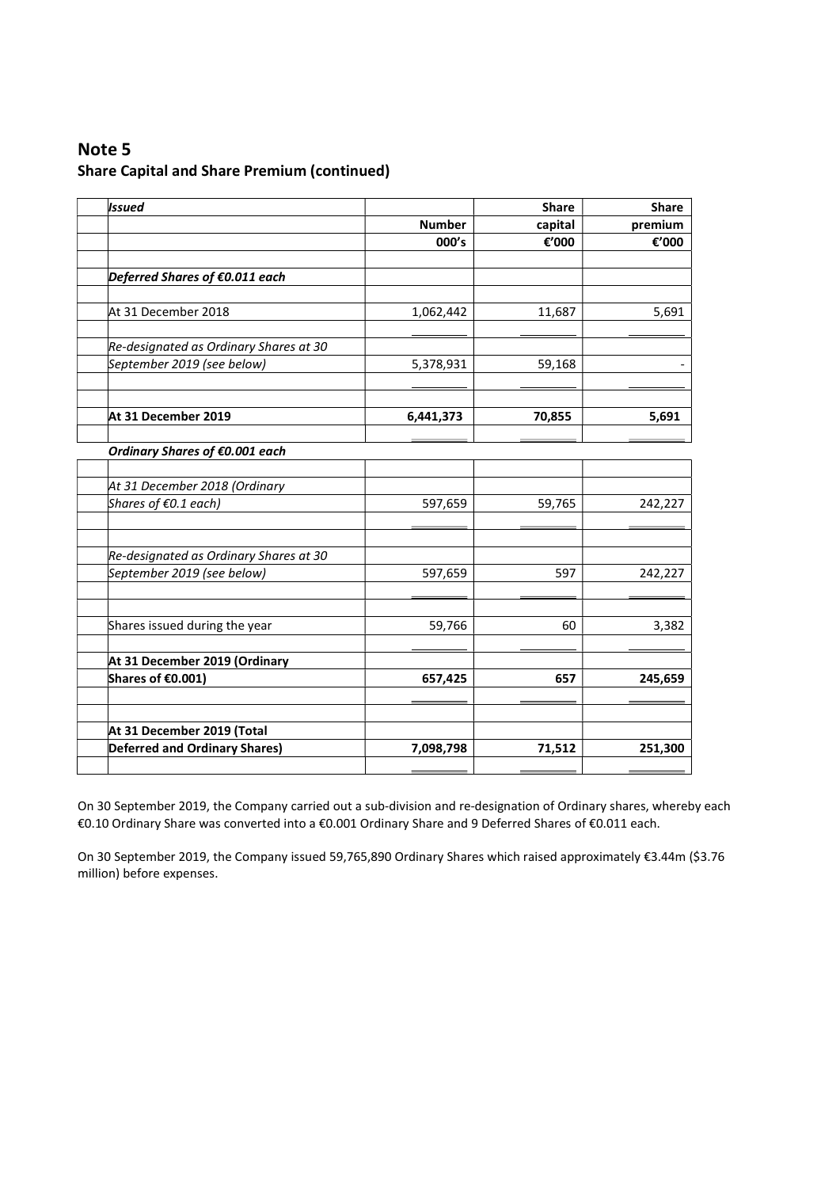## Note 5

### Share Capital and Share Premium (continued)

| *Issued* | Number | Share capital | Share premium |
|---|---|---|---|
| | 000's | €'000 | €'000 |
| ***Deferred Shares of €0.011 each*** | | | |
| At 31 December 2018 | 1,062,442 | 11,687 | 5,691 |
| *Re-designated as Ordinary Shares at 30 September 2019 (see below)* | 5,378,931 | 59,168 | - |
| **At 31 December 2019** | **6,441,373** | **70,855** | **5,691** |
| ***Ordinary Shares of €0.001 each*** | | | |
| *At 31 December 2018 (Ordinary Shares of €0.1 each)* | 597,659 | 59,765 | 242,227 |
| *Re-designated as Ordinary Shares at 30 September 2019 (see below)* | 597,659 | 597 | 242,227 |
| Shares issued during the year | 59,766 | 60 | 3,382 |
| **At 31 December 2019 (Ordinary Shares of €0.001)** | **657,425** | **657** | **245,659** |
| **At 31 December 2019 (Total Deferred and Ordinary Shares)** | **7,098,798** | **71,512** | **251,300** |

On 30 September 2019, the Company carried out a sub-division and re-designation of Ordinary shares, whereby each €0.10 Ordinary Share was converted into a €0.001 Ordinary Share and 9 Deferred Shares of €0.011 each.

On 30 September 2019, the Company issued 59,765,890 Ordinary Shares which raised approximately €3.44m ($3.76 million) before expenses.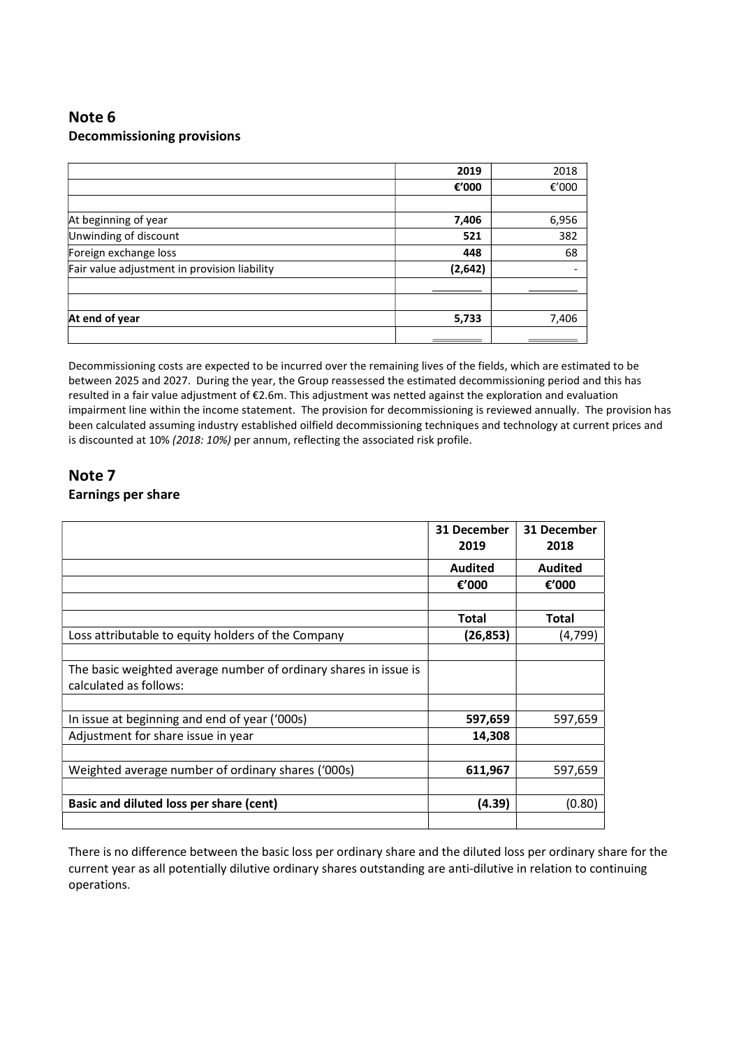## Note 6

### Decommissioning provisions

| | 2019 | 2018 |
|---|---|---|
| | €'000 | €'000 |
| | | |
| At beginning of year | **7,406** | 6,956 |
| Unwinding of discount | **521** | 382 |
| Foreign exchange loss | **448** | 68 |
| Fair value adjustment in provision liability | **(2,642)** | - |
| | | |
| | | |
| **At end of year** | **5,733** | 7,406 |

Decommissioning costs are expected to be incurred over the remaining lives of the fields, which are estimated to be between 2025 and 2027. During the year, the Group reassessed the estimated decommissioning period and this has resulted in a fair value adjustment of €2.6m. This adjustment was netted against the exploration and evaluation impairment line within the income statement. The provision for decommissioning is reviewed annually. The provision has been calculated assuming industry established oilfield decommissioning techniques and technology at current prices and is discounted at 10% *(2018: 10%)* per annum, reflecting the associated risk profile.

## Note 7

### Earnings per share

| | 31 December 2019 | 31 December 2018 |
|---|---|---|
| | **Audited** | **Audited** |
| | **€'000** | **€'000** |
| | | |
| | **Total** | **Total** |
| Loss attributable to equity holders of the Company | **(26,853)** | (4,799) |
| | | |
| The basic weighted average number of ordinary shares in issue is calculated as follows: | | |
| | | |
| In issue at beginning and end of year ('000s) | **597,659** | 597,659 |
| Adjustment for share issue in year | **14,308** | |
| | | |
| Weighted average number of ordinary shares ('000s) | **611,967** | 597,659 |
| | | |
| **Basic and diluted loss per share (cent)** | **(4.39)** | (0.80) |

There is no difference between the basic loss per ordinary share and the diluted loss per ordinary share for the current year as all potentially dilutive ordinary shares outstanding are anti-dilutive in relation to continuing operations.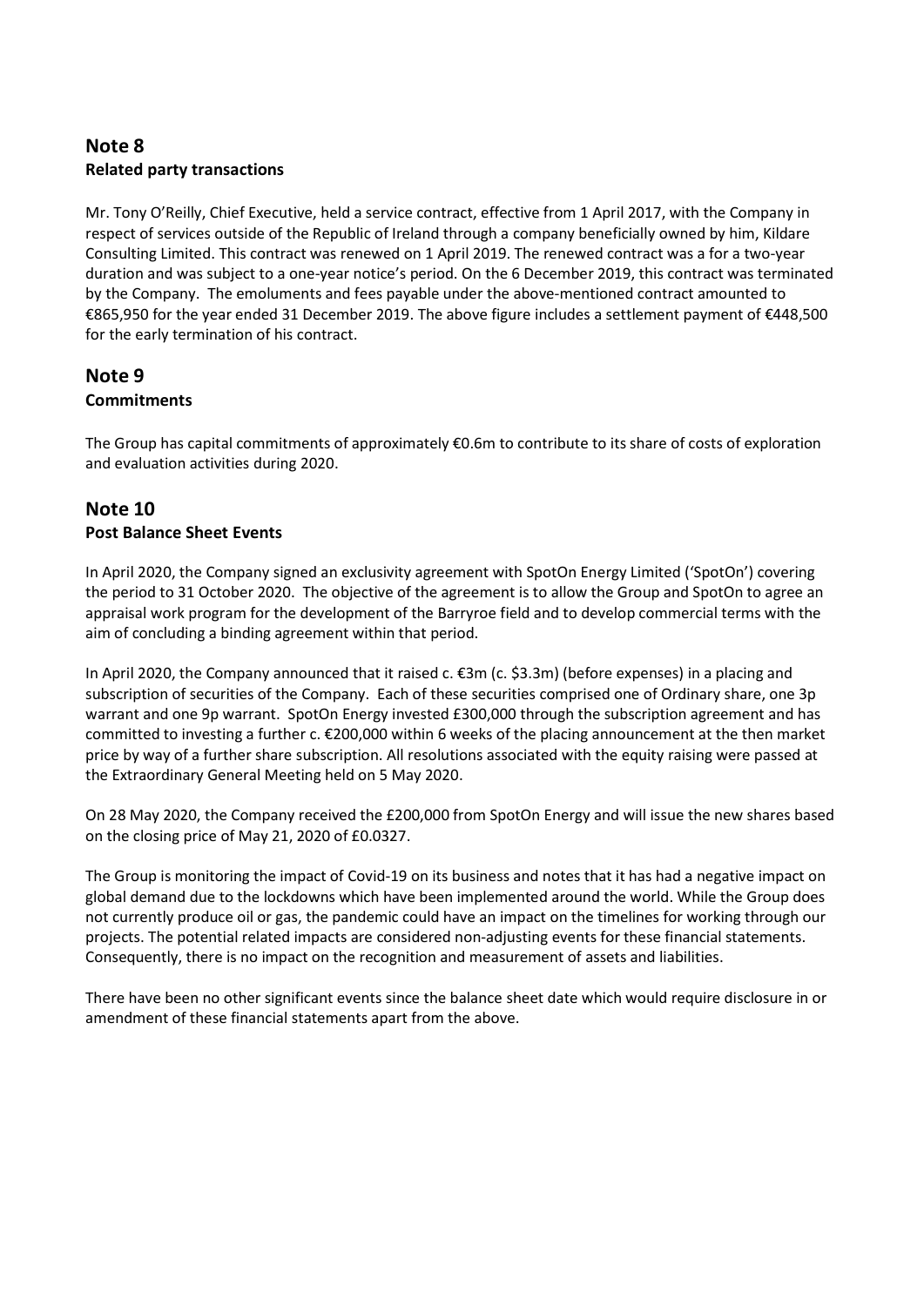## Note 8

### Related party transactions

Mr. Tony O'Reilly, Chief Executive, held a service contract, effective from 1 April 2017, with the Company in respect of services outside of the Republic of Ireland through a company beneficially owned by him, Kildare Consulting Limited. This contract was renewed on 1 April 2019. The renewed contract was a for a two-year duration and was subject to a one-year notice's period. On the 6 December 2019, this contract was terminated by the Company. The emoluments and fees payable under the above-mentioned contract amounted to €865,950 for the year ended 31 December 2019. The above figure includes a settlement payment of €448,500 for the early termination of his contract.

## Note 9

### Commitments

The Group has capital commitments of approximately €0.6m to contribute to its share of costs of exploration and evaluation activities during 2020.

## Note 10

### Post Balance Sheet Events

In April 2020, the Company signed an exclusivity agreement with SpotOn Energy Limited ('SpotOn') covering the period to 31 October 2020. The objective of the agreement is to allow the Group and SpotOn to agree an appraisal work program for the development of the Barryroe field and to develop commercial terms with the aim of concluding a binding agreement within that period.

In April 2020, the Company announced that it raised c. €3m (c. $3.3m) (before expenses) in a placing and subscription of securities of the Company. Each of these securities comprised one of Ordinary share, one 3p warrant and one 9p warrant. SpotOn Energy invested £300,000 through the subscription agreement and has committed to investing a further c. €200,000 within 6 weeks of the placing announcement at the then market price by way of a further share subscription. All resolutions associated with the equity raising were passed at the Extraordinary General Meeting held on 5 May 2020.

On 28 May 2020, the Company received the £200,000 from SpotOn Energy and will issue the new shares based on the closing price of May 21, 2020 of £0.0327.

The Group is monitoring the impact of Covid-19 on its business and notes that it has had a negative impact on global demand due to the lockdowns which have been implemented around the world. While the Group does not currently produce oil or gas, the pandemic could have an impact on the timelines for working through our projects. The potential related impacts are considered non-adjusting events for these financial statements. Consequently, there is no impact on the recognition and measurement of assets and liabilities.

There have been no other significant events since the balance sheet date which would require disclosure in or amendment of these financial statements apart from the above.